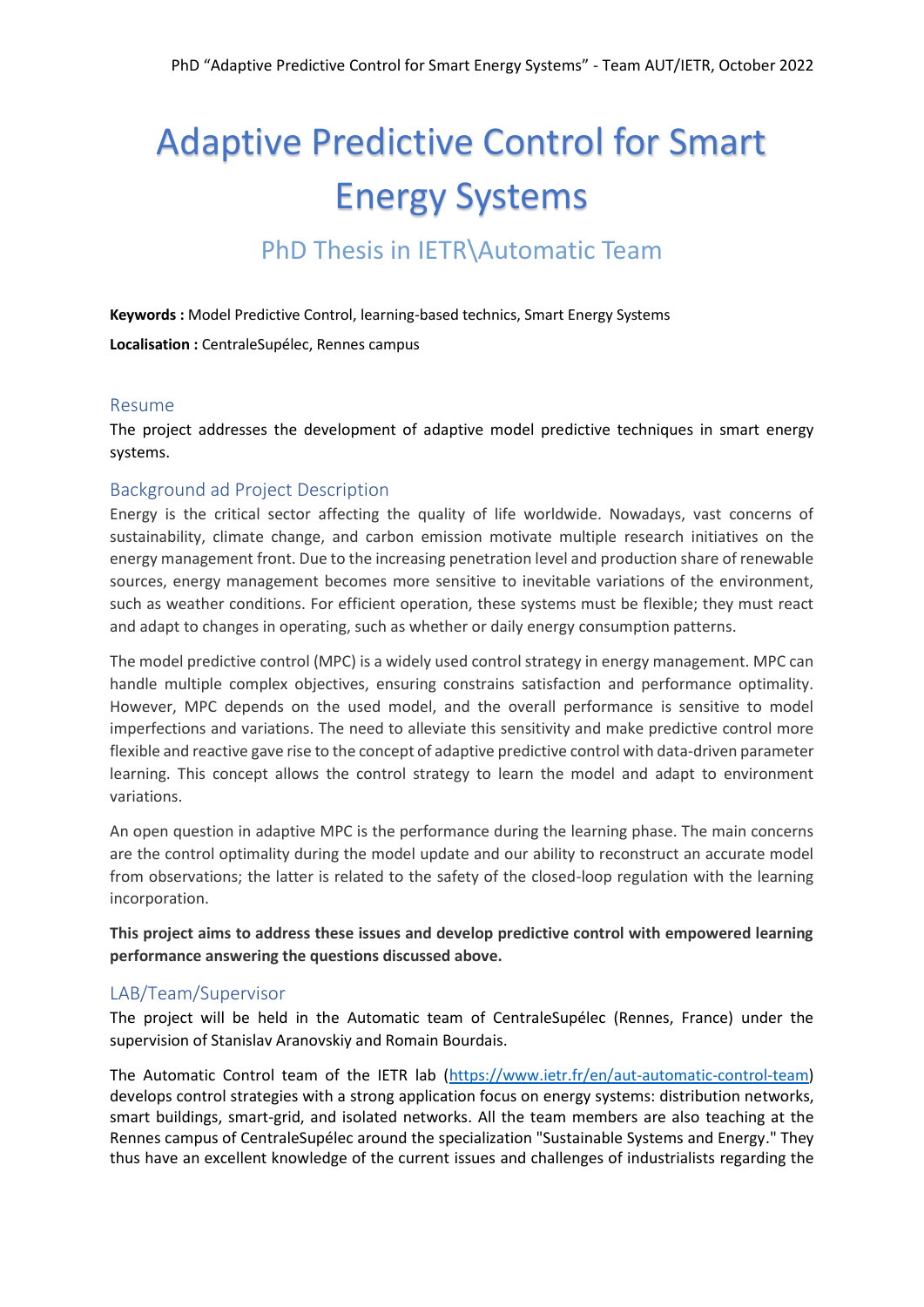# Adaptive Predictive Control for Smart Energy Systems

## PhD Thesis in IETR\Automatic Team

**Keywords :** Model Predictive Control, learning-based technics, Smart Energy Systems

**Localisation :** CentraleSupélec, Rennes campus

### Resume

The project addresses the development of adaptive model predictive techniques in smart energy systems.

### Background ad Project Description

Energy is the critical sector affecting the quality of life worldwide. Nowadays, vast concerns of sustainability, climate change, and carbon emission motivate multiple research initiatives on the energy management front. Due to the increasing penetration level and production share of renewable sources, energy management becomes more sensitive to inevitable variations of the environment, such as weather conditions. For efficient operation, these systems must be flexible; they must react and adapt to changes in operating, such as whether or daily energy consumption patterns.

The model predictive control (MPC) is a widely used control strategy in energy management. MPC can handle multiple complex objectives, ensuring constrains satisfaction and performance optimality. However, MPC depends on the used model, and the overall performance is sensitive to model imperfections and variations. The need to alleviate this sensitivity and make predictive control more flexible and reactive gave rise to the concept of adaptive predictive control with data-driven parameter learning. This concept allows the control strategy to learn the model and adapt to environment variations.

An open question in adaptive MPC is the performance during the learning phase. The main concerns are the control optimality during the model update and our ability to reconstruct an accurate model from observations; the latter is related to the safety of the closed-loop regulation with the learning incorporation.

**This project aims to address these issues and develop predictive control with empowered learning performance answering the questions discussed above.**

### LAB/Team/Supervisor

The project will be held in the Automatic team of CentraleSupélec (Rennes, France) under the supervision of Stanislav Aranovskiy and Romain Bourdais.

The Automatic Control team of the IETR lab (https://www.ietr.fr/en/aut-automatic-control-team) develops control strategies with a strong application focus on energy systems: distribution networks, smart buildings, smart-grid, and isolated networks. All the team members are also teaching at the Rennes campus of CentraleSupélec around the specialization "Sustainable Systems and Energy." They thus have an excellent knowledge of the current issues and challenges of industrialists regarding the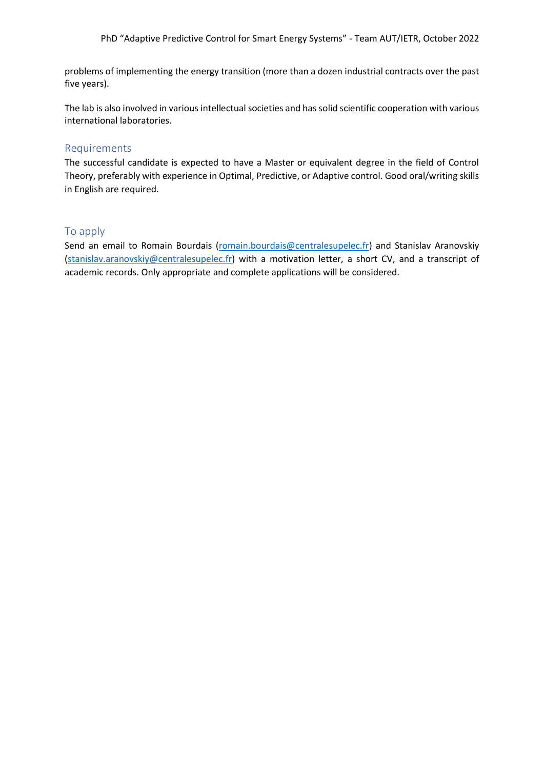problems of implementing the energy transition (more than a dozen industrial contracts over the past five years).

The lab is also involved in various intellectual societies and has solid scientific cooperation with various international laboratories.

## Requirements

The successful candidate is expected to have a Master or equivalent degree in the field of Control Theory, preferably with experience in Optimal, Predictive, or Adaptive control. Good oral/writing skills in English are required.

## To apply

Send an email to Romain Bourdais (romain.bourdais@centralesupelec.fr) and Stanislav Aranovskiy (stanislav.aranovskiy@centralesupelec.fr) with a motivation letter, a short CV, and a transcript of academic records. Only appropriate and complete applications will be considered.